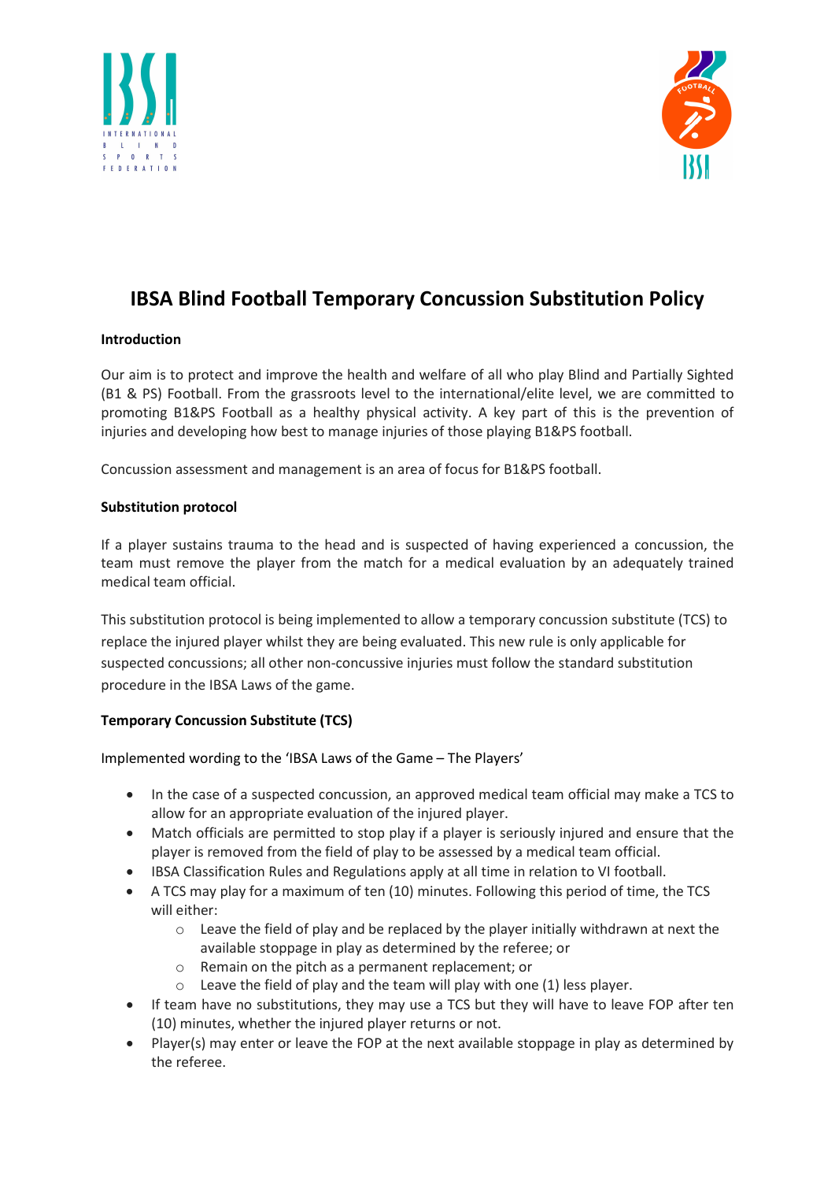# IBSA Blind Football Temporary Concussion Substitution Policy

**Introduction**

Our aim is to protect and improve the health and welfare of all who play Blind and Partially Sighted (B1 & PS) Football. From the grassroots level to the international/elite level, we are committed to promoting B1&PS Football as a healthy physical activity. A key part of this is the prevention of injuries and developing how best to manage injuries of those playing B1&PS football.

Concussion assessment and management is an area of focus for B1&PS football.

**Substitution protocol**

If a player sustains trauma to the head and is suspected of having experienced a concussion, the team must remove the player from the match for a medical evaluation by an adequately trained medical team official.

This substitution protocol is being implemented to allow a temporary concussion substitute (TCS) to replace the injured player whilst they are being evaluated. This new rule is only applicable for suspected concussions; all other non-concussive injuries must follow the standard substitution procedure in the IBSA Laws of the game.

**Temporary Concussion Substitute (TCS)**

Implemented wording to the 'IBSA Laws of the Game – The Players'

- In the case of a suspected concussion, an approved medical team official may make a TCS to allow for an appropriate evaluation of the injured player.
- Match officials are permitted to stop play if a player is seriously injured and ensure that the player is removed from the field of play to be assessed by a medical team official.
- IBSA Classification Rules and Regulations apply at all time in relation to VI football.
- A TCS may play for a maximum of ten (10) minutes. Following this period of time, the TCS will either:
  - Leave the field of play and be replaced by the player initially withdrawn at next the available stoppage in play as determined by the referee; or
  - Remain on the pitch as a permanent replacement; or
  - Leave the field of play and the team will play with one (1) less player.
- If team have no substitutions, they may use a TCS but they will have to leave FOP after ten (10) minutes, whether the injured player returns or not.
- Player(s) may enter or leave the FOP at the next available stoppage in play as determined by the referee.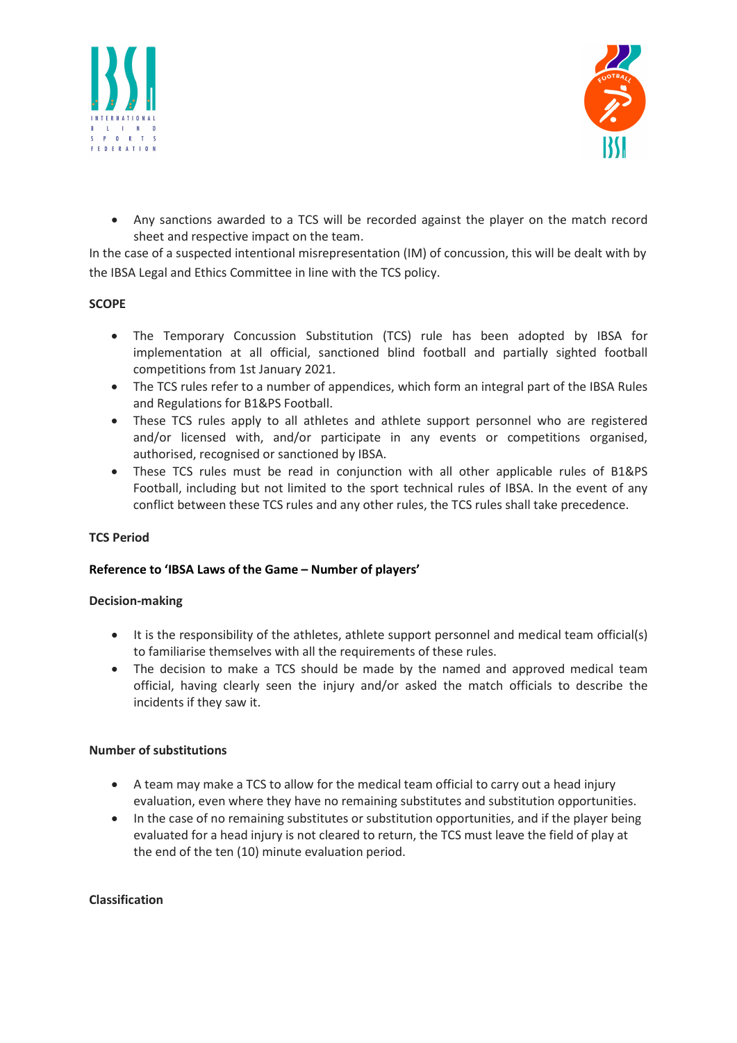- Any sanctions awarded to a TCS will be recorded against the player on the match record sheet and respective impact on the team.

In the case of a suspected intentional misrepresentation (IM) of concussion, this will be dealt with by the IBSA Legal and Ethics Committee in line with the TCS policy.

**SCOPE**

- The Temporary Concussion Substitution (TCS) rule has been adopted by IBSA for implementation at all official, sanctioned blind football and partially sighted football competitions from 1st January 2021.
- The TCS rules refer to a number of appendices, which form an integral part of the IBSA Rules and Regulations for B1&PS Football.
- These TCS rules apply to all athletes and athlete support personnel who are registered and/or licensed with, and/or participate in any events or competitions organised, authorised, recognised or sanctioned by IBSA.
- These TCS rules must be read in conjunction with all other applicable rules of B1&PS Football, including but not limited to the sport technical rules of IBSA. In the event of any conflict between these TCS rules and any other rules, the TCS rules shall take precedence.

**TCS Period**

**Reference to 'IBSA Laws of the Game – Number of players'**

**Decision-making**

- It is the responsibility of the athletes, athlete support personnel and medical team official(s) to familiarise themselves with all the requirements of these rules.
- The decision to make a TCS should be made by the named and approved medical team official, having clearly seen the injury and/or asked the match officials to describe the incidents if they saw it.

**Number of substitutions**

- A team may make a TCS to allow for the medical team official to carry out a head injury evaluation, even where they have no remaining substitutes and substitution opportunities.
- In the case of no remaining substitutes or substitution opportunities, and if the player being evaluated for a head injury is not cleared to return, the TCS must leave the field of play at the end of the ten (10) minute evaluation period.

**Classification**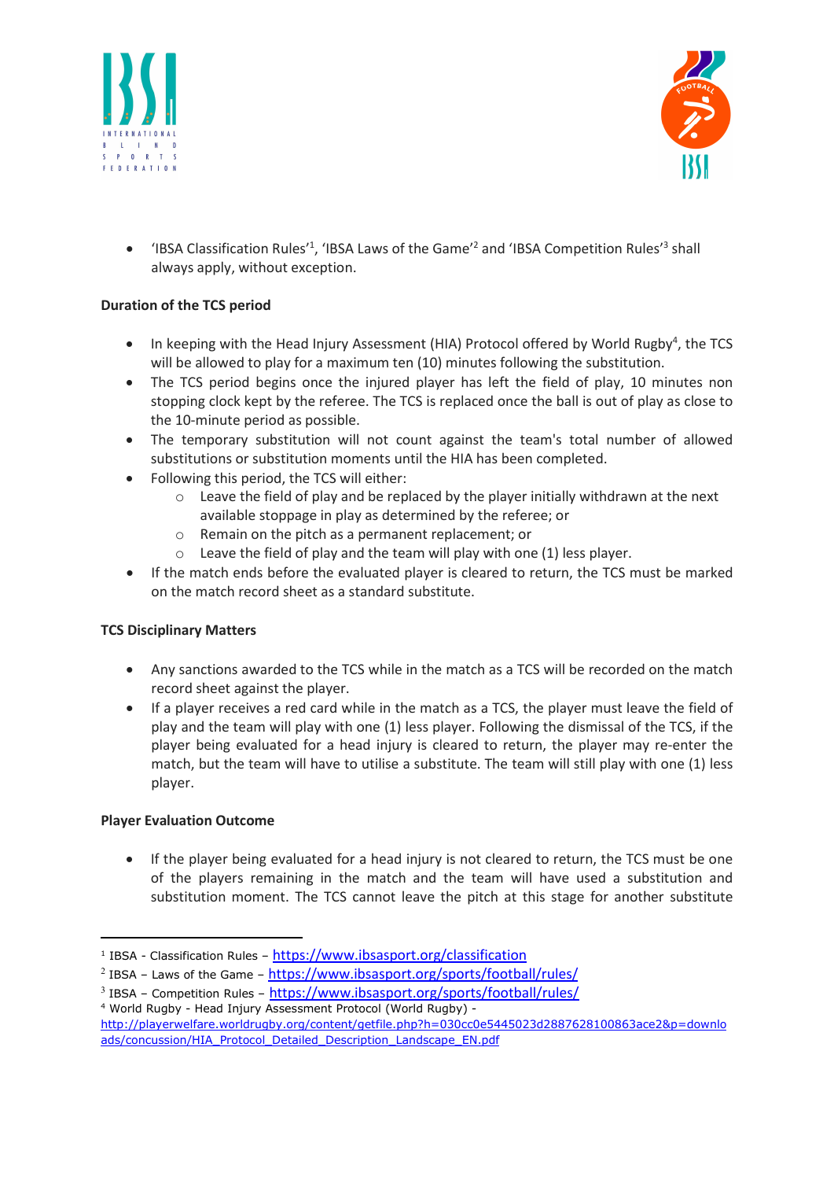- 'IBSA Classification Rules'[1], 'IBSA Laws of the Game'[2] and 'IBSA Competition Rules'[3] shall always apply, without exception.

**Duration of the TCS period**

- In keeping with the Head Injury Assessment (HIA) Protocol offered by World Rugby[4], the TCS will be allowed to play for a maximum ten (10) minutes following the substitution.
- The TCS period begins once the injured player has left the field of play, 10 minutes non stopping clock kept by the referee. The TCS is replaced once the ball is out of play as close to the 10-minute period as possible.
- The temporary substitution will not count against the team's total number of allowed substitutions or substitution moments until the HIA has been completed.
- Following this period, the TCS will either:
    - Leave the field of play and be replaced by the player initially withdrawn at the next available stoppage in play as determined by the referee; or
    - Remain on the pitch as a permanent replacement; or
    - Leave the field of play and the team will play with one (1) less player.
- If the match ends before the evaluated player is cleared to return, the TCS must be marked on the match record sheet as a standard substitute.

**TCS Disciplinary Matters**

- Any sanctions awarded to the TCS while in the match as a TCS will be recorded on the match record sheet against the player.
- If a player receives a red card while in the match as a TCS, the player must leave the field of play and the team will play with one (1) less player. Following the dismissal of the TCS, if the player being evaluated for a head injury is cleared to return, the player may re-enter the match, but the team will have to utilise a substitute. The team will still play with one (1) less player.

**Player Evaluation Outcome**

- If the player being evaluated for a head injury is not cleared to return, the TCS must be one of the players remaining in the match and the team will have used a substitution and substitution moment. The TCS cannot leave the pitch at this stage for another substitute

---

[1] IBSA - Classification Rules – https://www.ibsasport.org/classification

[2] IBSA – Laws of the Game – https://www.ibsasport.org/sports/football/rules/

[3] IBSA – Competition Rules – https://www.ibsasport.org/sports/football/rules/

[4] World Rugby - Head Injury Assessment Protocol (World Rugby) - http://playerwelfare.worldrugby.org/content/getfile.php?h=030cc0e5445023d2887628100863ace2&p=downloads/concussion/HIA_Protocol_Detailed_Description_Landscape_EN.pdf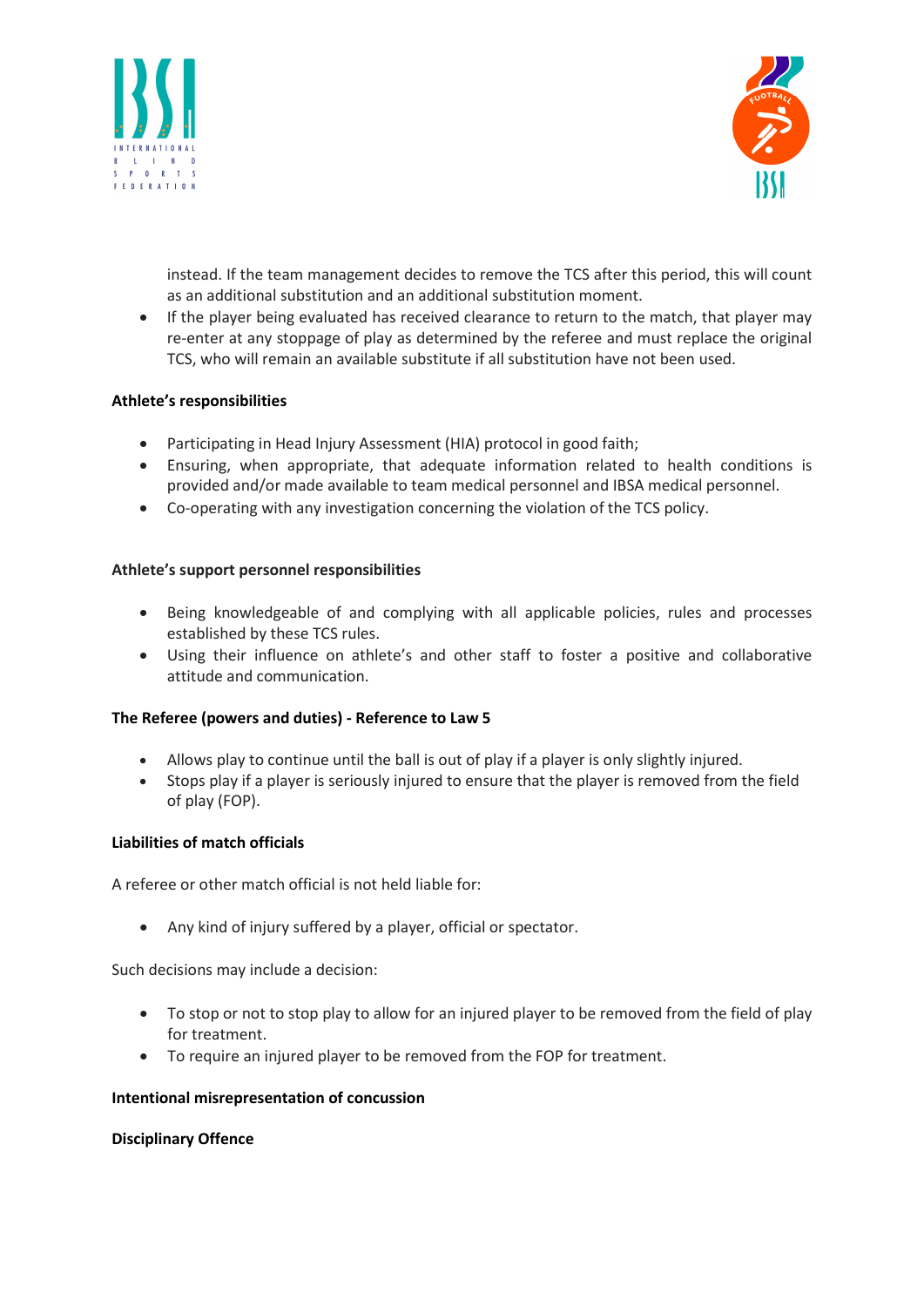instead. If the team management decides to remove the TCS after this period, this will count as an additional substitution and an additional substitution moment.

- If the player being evaluated has received clearance to return to the match, that player may re-enter at any stoppage of play as determined by the referee and must replace the original TCS, who will remain an available substitute if all substitution have not been used.

**Athlete's responsibilities**

- Participating in Head Injury Assessment (HIA) protocol in good faith;
- Ensuring, when appropriate, that adequate information related to health conditions is provided and/or made available to team medical personnel and IBSA medical personnel.
- Co-operating with any investigation concerning the violation of the TCS policy.

**Athlete's support personnel responsibilities**

- Being knowledgeable of and complying with all applicable policies, rules and processes established by these TCS rules.
- Using their influence on athlete's and other staff to foster a positive and collaborative attitude and communication.

**The Referee (powers and duties) - Reference to Law 5**

- Allows play to continue until the ball is out of play if a player is only slightly injured.
- Stops play if a player is seriously injured to ensure that the player is removed from the field of play (FOP).

**Liabilities of match officials**

A referee or other match official is not held liable for:

- Any kind of injury suffered by a player, official or spectator.

Such decisions may include a decision:

- To stop or not to stop play to allow for an injured player to be removed from the field of play for treatment.
- To require an injured player to be removed from the FOP for treatment.

**Intentional misrepresentation of concussion**

**Disciplinary Offence**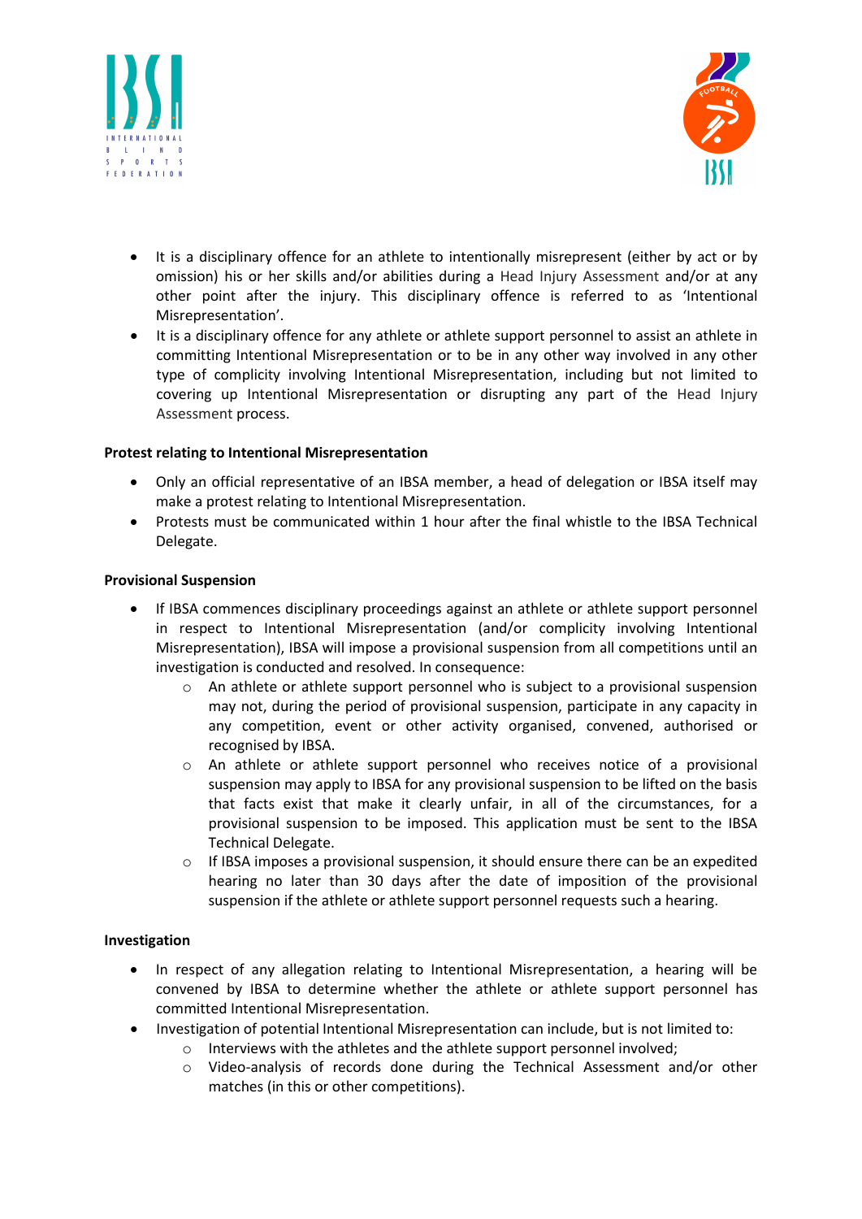- It is a disciplinary offence for an athlete to intentionally misrepresent (either by act or by omission) his or her skills and/or abilities during a Head Injury Assessment and/or at any other point after the injury. This disciplinary offence is referred to as 'Intentional Misrepresentation'.
- It is a disciplinary offence for any athlete or athlete support personnel to assist an athlete in committing Intentional Misrepresentation or to be in any other way involved in any other type of complicity involving Intentional Misrepresentation, including but not limited to covering up Intentional Misrepresentation or disrupting any part of the Head Injury Assessment process.

**Protest relating to Intentional Misrepresentation**

- Only an official representative of an IBSA member, a head of delegation or IBSA itself may make a protest relating to Intentional Misrepresentation.
- Protests must be communicated within 1 hour after the final whistle to the IBSA Technical Delegate.

**Provisional Suspension**

- If IBSA commences disciplinary proceedings against an athlete or athlete support personnel in respect to Intentional Misrepresentation (and/or complicity involving Intentional Misrepresentation), IBSA will impose a provisional suspension from all competitions until an investigation is conducted and resolved. In consequence:
  - An athlete or athlete support personnel who is subject to a provisional suspension may not, during the period of provisional suspension, participate in any capacity in any competition, event or other activity organised, convened, authorised or recognised by IBSA.
  - An athlete or athlete support personnel who receives notice of a provisional suspension may apply to IBSA for any provisional suspension to be lifted on the basis that facts exist that make it clearly unfair, in all of the circumstances, for a provisional suspension to be imposed. This application must be sent to the IBSA Technical Delegate.
  - If IBSA imposes a provisional suspension, it should ensure there can be an expedited hearing no later than 30 days after the date of imposition of the provisional suspension if the athlete or athlete support personnel requests such a hearing.

**Investigation**

- In respect of any allegation relating to Intentional Misrepresentation, a hearing will be convened by IBSA to determine whether the athlete or athlete support personnel has committed Intentional Misrepresentation.
- Investigation of potential Intentional Misrepresentation can include, but is not limited to:
  - Interviews with the athletes and the athlete support personnel involved;
  - Video-analysis of records done during the Technical Assessment and/or other matches (in this or other competitions).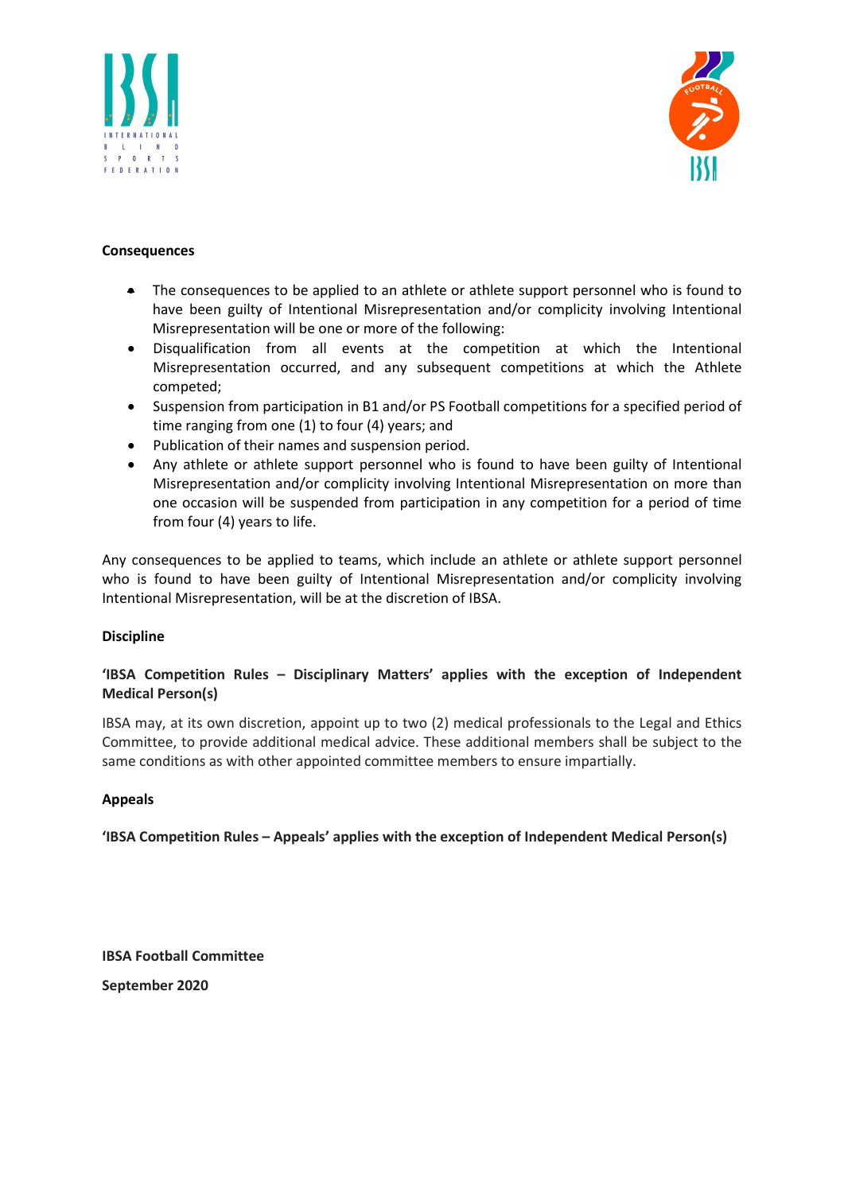**Consequences**

- The consequences to be applied to an athlete or athlete support personnel who is found to have been guilty of Intentional Misrepresentation and/or complicity involving Intentional Misrepresentation will be one or more of the following:
- Disqualification from all events at the competition at which the Intentional Misrepresentation occurred, and any subsequent competitions at which the Athlete competed;
- Suspension from participation in B1 and/or PS Football competitions for a specified period of time ranging from one (1) to four (4) years; and
- Publication of their names and suspension period.
- Any athlete or athlete support personnel who is found to have been guilty of Intentional Misrepresentation and/or complicity involving Intentional Misrepresentation on more than one occasion will be suspended from participation in any competition for a period of time from four (4) years to life.

Any consequences to be applied to teams, which include an athlete or athlete support personnel who is found to have been guilty of Intentional Misrepresentation and/or complicity involving Intentional Misrepresentation, will be at the discretion of IBSA.

**Discipline**

**'IBSA Competition Rules – Disciplinary Matters' applies with the exception of Independent Medical Person(s)**

IBSA may, at its own discretion, appoint up to two (2) medical professionals to the Legal and Ethics Committee, to provide additional medical advice. These additional members shall be subject to the same conditions as with other appointed committee members to ensure impartially.

**Appeals**

**'IBSA Competition Rules – Appeals' applies with the exception of Independent Medical Person(s)**

**IBSA Football Committee**

**September 2020**